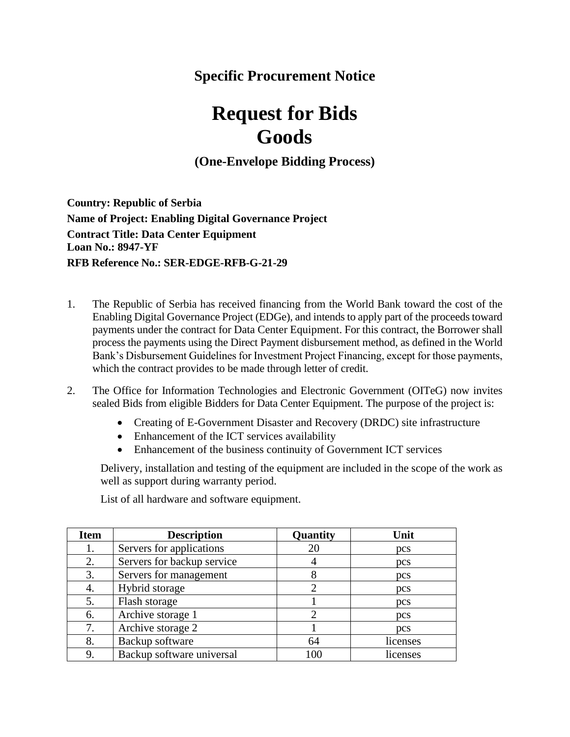## Specific Procurement Notice

# Request for Bids
# Goods

### (One-Envelope Bidding Process)

**Country: Republic of Serbia**
**Name of Project: Enabling Digital Governance Project**
**Contract Title: Data Center Equipment**
**Loan No.: 8947-YF**
**RFB Reference No.: SER-EDGE-RFB-G-21-29**

1. The Republic of Serbia has received financing from the World Bank toward the cost of the Enabling Digital Governance Project (EDGe), and intends to apply part of the proceeds toward payments under the contract for Data Center Equipment. For this contract, the Borrower shall process the payments using the Direct Payment disbursement method, as defined in the World Bank's Disbursement Guidelines for Investment Project Financing, except for those payments, which the contract provides to be made through letter of credit.

2. The Office for Information Technologies and Electronic Government (OITeG) now invites sealed Bids from eligible Bidders for Data Center Equipment. The purpose of the project is:

   - Creating of E-Government Disaster and Recovery (DRDC) site infrastructure
   - Enhancement of the ICT services availability
   - Enhancement of the business continuity of Government ICT services

   Delivery, installation and testing of the equipment are included in the scope of the work as well as support during warranty period.

   List of all hardware and software equipment.

| Item | Description | Quantity | Unit |
|---|---|---|---|
| 1. | Servers for applications | 20 | pcs |
| 2. | Servers for backup service | 4 | pcs |
| 3. | Servers for management | 8 | pcs |
| 4. | Hybrid storage | 2 | pcs |
| 5. | Flash storage | 1 | pcs |
| 6. | Archive storage 1 | 2 | pcs |
| 7. | Archive storage 2 | 1 | pcs |
| 8. | Backup software | 64 | licenses |
| 9. | Backup software universal | 100 | licenses |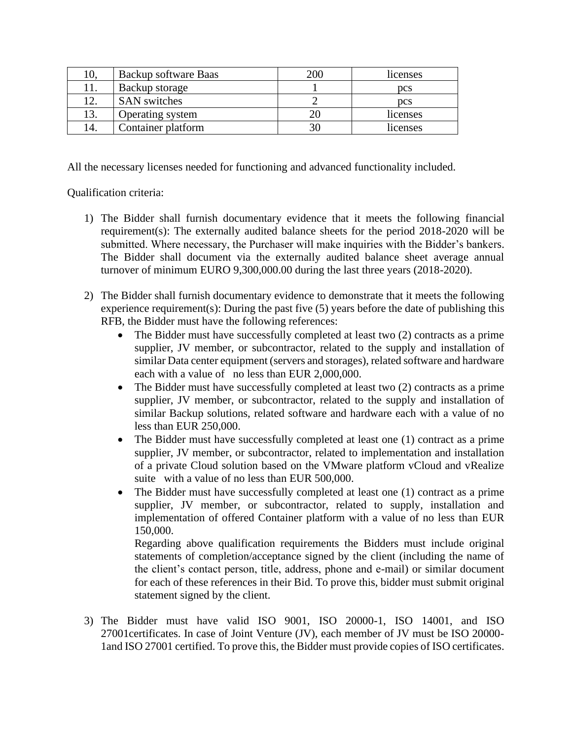| 10, | Backup software Baas | 200 | licenses |
|---|---|---|---|
| 11. | Backup storage | 1 | pcs |
| 12. | SAN switches | 2 | pcs |
| 13. | Operating system | 20 | licenses |
| 14. | Container platform | 30 | licenses |

All the necessary licenses needed for functioning and advanced functionality included.

Qualification criteria:

1) The Bidder shall furnish documentary evidence that it meets the following financial requirement(s): The externally audited balance sheets for the period 2018-2020 will be submitted. Where necessary, the Purchaser will make inquiries with the Bidder's bankers. The Bidder shall document via the externally audited balance sheet average annual turnover of minimum EURO 9,300,000.00 during the last three years (2018-2020).

2) The Bidder shall furnish documentary evidence to demonstrate that it meets the following experience requirement(s): During the past five (5) years before the date of publishing this RFB, the Bidder must have the following references:
   - The Bidder must have successfully completed at least two (2) contracts as a prime supplier, JV member, or subcontractor, related to the supply and installation of similar Data center equipment (servers and storages), related software and hardware each with a value of no less than EUR 2,000,000.
   - The Bidder must have successfully completed at least two (2) contracts as a prime supplier, JV member, or subcontractor, related to the supply and installation of similar Backup solutions, related software and hardware each with a value of no less than EUR 250,000.
   - The Bidder must have successfully completed at least one (1) contract as a prime supplier, JV member, or subcontractor, related to implementation and installation of a private Cloud solution based on the VMware platform vCloud and vRealize suite with a value of no less than EUR 500,000.
   - The Bidder must have successfully completed at least one (1) contract as a prime supplier, JV member, or subcontractor, related to supply, installation and implementation of offered Container platform with a value of no less than EUR 150,000.

     Regarding above qualification requirements the Bidders must include original statements of completion/acceptance signed by the client (including the name of the client's contact person, title, address, phone and e-mail) or similar document for each of these references in their Bid. To prove this, bidder must submit original statement signed by the client.

3) The Bidder must have valid ISO 9001, ISO 20000-1, ISO 14001, and ISO 27001certificates. In case of Joint Venture (JV), each member of JV must be ISO 20000-1and ISO 27001 certified. To prove this, the Bidder must provide copies of ISO certificates.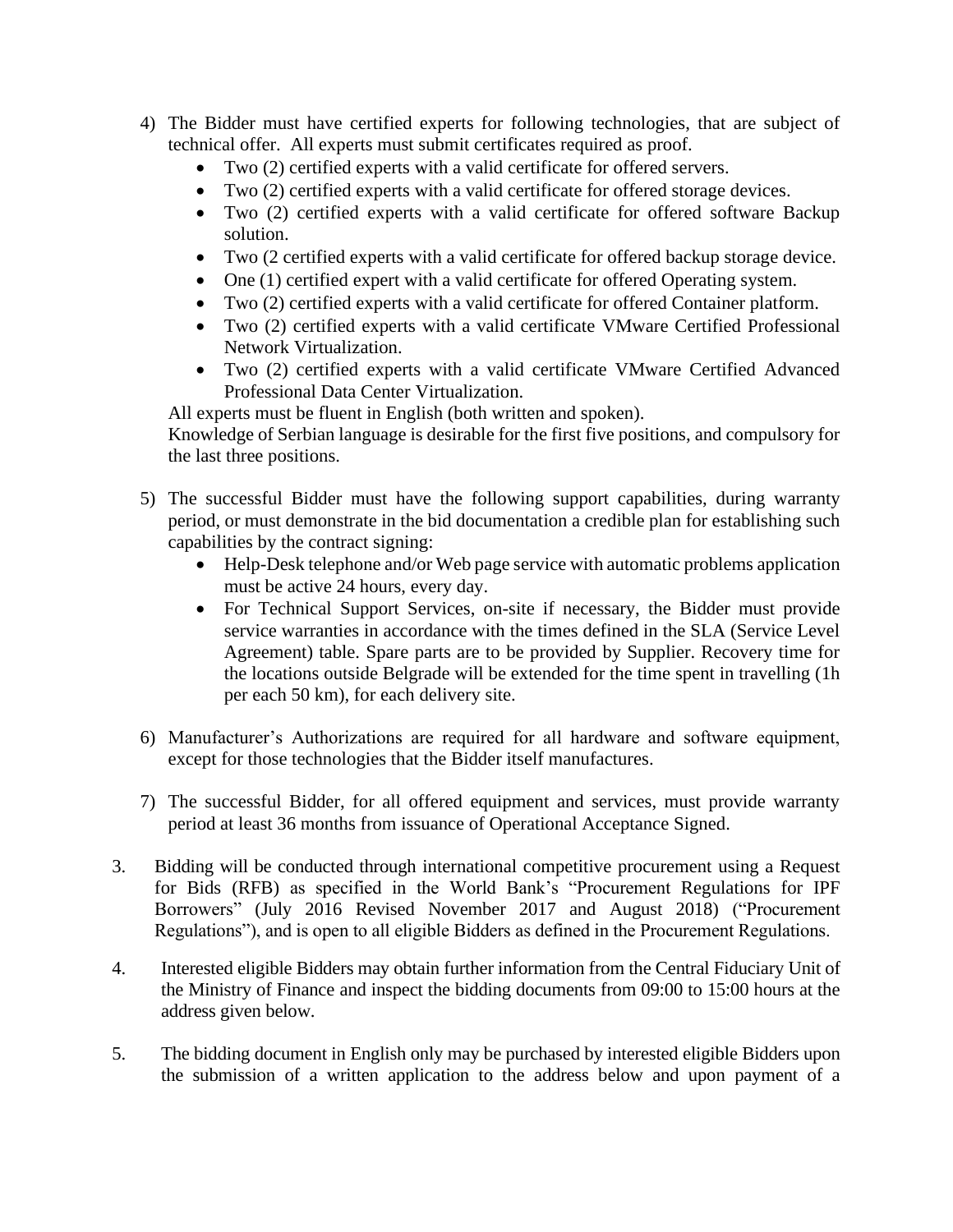4) The Bidder must have certified experts for following technologies, that are subject of technical offer. All experts must submit certificates required as proof.
   - Two (2) certified experts with a valid certificate for offered servers.
   - Two (2) certified experts with a valid certificate for offered storage devices.
   - Two (2) certified experts with a valid certificate for offered software Backup solution.
   - Two (2 certified experts with a valid certificate for offered backup storage device.
   - One (1) certified expert with a valid certificate for offered Operating system.
   - Two (2) certified experts with a valid certificate for offered Container platform.
   - Two (2) certified experts with a valid certificate VMware Certified Professional Network Virtualization.
   - Two (2) certified experts with a valid certificate VMware Certified Advanced Professional Data Center Virtualization.

   All experts must be fluent in English (both written and spoken).
   Knowledge of Serbian language is desirable for the first five positions, and compulsory for the last three positions.

5) The successful Bidder must have the following support capabilities, during warranty period, or must demonstrate in the bid documentation a credible plan for establishing such capabilities by the contract signing:
   - Help-Desk telephone and/or Web page service with automatic problems application must be active 24 hours, every day.
   - For Technical Support Services, on-site if necessary, the Bidder must provide service warranties in accordance with the times defined in the SLA (Service Level Agreement) table. Spare parts are to be provided by Supplier. Recovery time for the locations outside Belgrade will be extended for the time spent in travelling (1h per each 50 km), for each delivery site.

6) Manufacturer's Authorizations are required for all hardware and software equipment, except for those technologies that the Bidder itself manufactures.

7) The successful Bidder, for all offered equipment and services, must provide warranty period at least 36 months from issuance of Operational Acceptance Signed.

3. Bidding will be conducted through international competitive procurement using a Request for Bids (RFB) as specified in the World Bank's "Procurement Regulations for IPF Borrowers" (July 2016 Revised November 2017 and August 2018) ("Procurement Regulations"), and is open to all eligible Bidders as defined in the Procurement Regulations.

4. Interested eligible Bidders may obtain further information from the Central Fiduciary Unit of the Ministry of Finance and inspect the bidding documents from 09:00 to 15:00 hours at the address given below.

5. The bidding document in English only may be purchased by interested eligible Bidders upon the submission of a written application to the address below and upon payment of a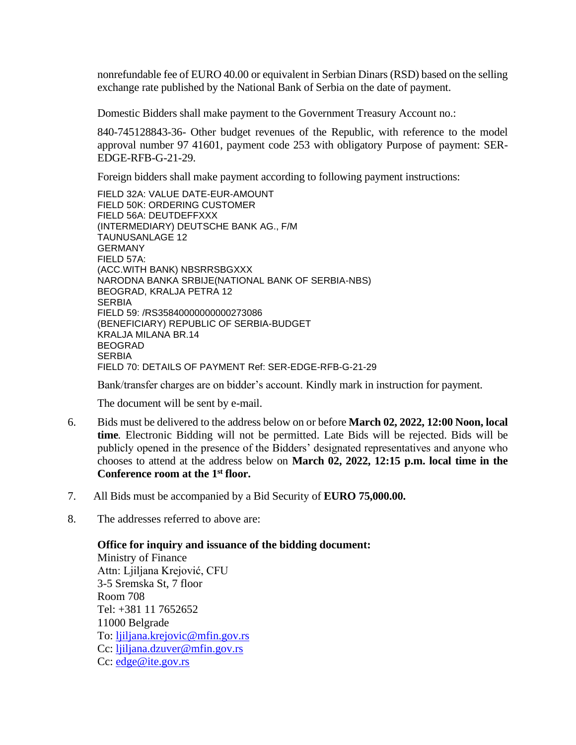nonrefundable fee of EURO 40.00 or equivalent in Serbian Dinars (RSD) based on the selling exchange rate published by the National Bank of Serbia on the date of payment.

Domestic Bidders shall make payment to the Government Treasury Account no.:

840-745128843-36- Other budget revenues of the Republic, with reference to the model approval number 97 41601, payment code 253 with obligatory Purpose of payment: SER-EDGE-RFB-G-21-29.

Foreign bidders shall make payment according to following payment instructions:

FIELD 32A: VALUE DATE-EUR-AMOUNT  
FIELD 50K: ORDERING CUSTOMER  
FIELD 56A: DEUTDEFFXXX  
(INTERMEDIARY) DEUTSCHE BANK AG., F/M  
TAUNUSANLAGE 12  
GERMANY  
FIELD 57A:  
(ACC.WITH BANK) NBSRRSBGXXX  
NARODNA BANKA SRBIJE(NATIONAL BANK OF SERBIA-NBS)  
BEOGRAD, KRALJA PETRA 12  
SERBIA  
FIELD 59: /RS35840000000000273086  
(BENEFICIARY) REPUBLIC OF SERBIA-BUDGET  
KRALJA MILANA BR.14  
BEOGRAD  
SERBIA  
FIELD 70: DETAILS OF PAYMENT Ref: SER-EDGE-RFB-G-21-29

Bank/transfer charges are on bidder's account. Kindly mark in instruction for payment.

The document will be sent by e-mail.

6. Bids must be delivered to the address below on or before **March 02, 2022, 12:00 Noon, local time**. Electronic Bidding will not be permitted. Late Bids will be rejected. Bids will be publicly opened in the presence of the Bidders' designated representatives and anyone who chooses to attend at the address below on **March 02, 2022, 12:15 p.m. local time in the Conference room at the 1st floor.**

7. All Bids must be accompanied by a Bid Security of **EURO 75,000.00.**

8. The addresses referred to above are:

**Office for inquiry and issuance of the bidding document:**  
Ministry of Finance  
Attn: Ljiljana Krejović, CFU  
3-5 Sremska St, 7 floor  
Room 708  
Tel: +381 11 7652652  
11000 Belgrade  
To: ljiljana.krejovic@mfin.gov.rs  
Cc: ljiljana.dzuver@mfin.gov.rs  
Cc: edge@ite.gov.rs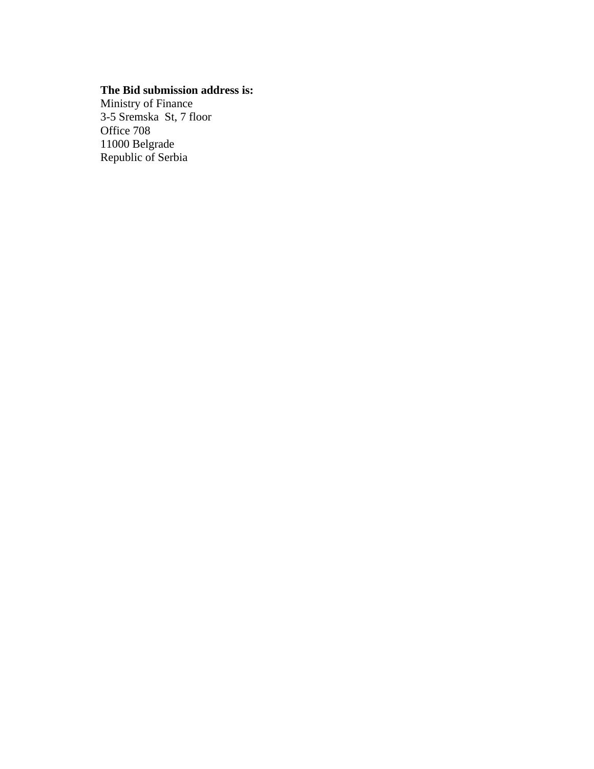**The Bid submission address is:**
Ministry of Finance
3-5 Sremska  St, 7 floor
Office 708
11000 Belgrade
Republic of Serbia